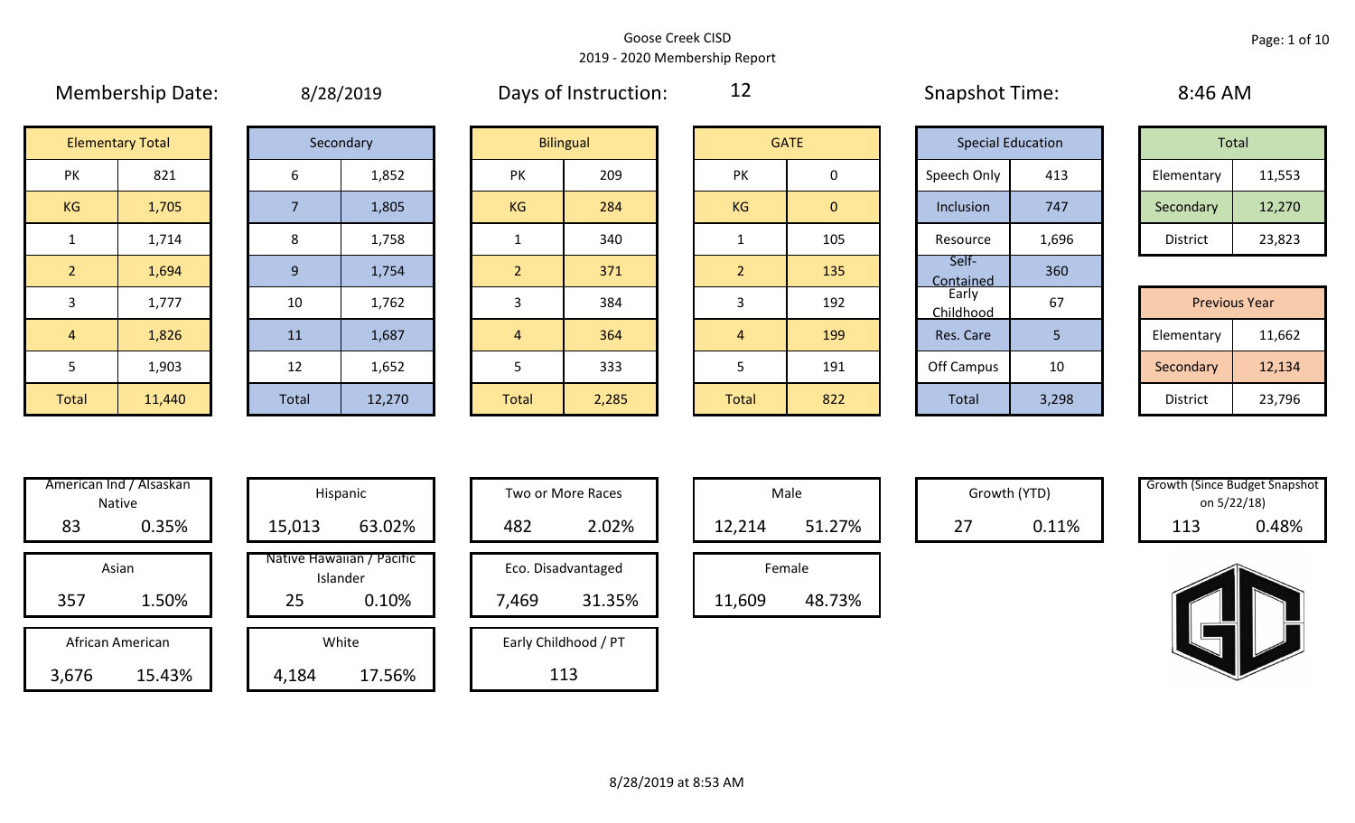Goose Creek CISD
2019 - 2020 Membership Report

Membership Date: 8/28/2019

Days of Instruction: 12

Snapshot Time: 8:46 AM

| Elementary Total | |
|---|---|
| PK | 821 |
| KG | 1,705 |
| 1 | 1,714 |
| 2 | 1,694 |
| 3 | 1,777 |
| 4 | 1,826 |
| 5 | 1,903 |
| Total | 11,440 |

| Secondary | |
|---|---|
| 6 | 1,852 |
| 7 | 1,805 |
| 8 | 1,758 |
| 9 | 1,754 |
| 10 | 1,762 |
| 11 | 1,687 |
| 12 | 1,652 |
| Total | 12,270 |

| Bilingual | |
|---|---|
| PK | 209 |
| KG | 284 |
| 1 | 340 |
| 2 | 371 |
| 3 | 384 |
| 4 | 364 |
| 5 | 333 |
| Total | 2,285 |

| GATE | |
|---|---|
| PK | 0 |
| KG | 0 |
| 1 | 105 |
| 2 | 135 |
| 3 | 192 |
| 4 | 199 |
| 5 | 191 |
| Total | 822 |

| Special Education | |
|---|---|
| Speech Only | 413 |
| Inclusion | 747 |
| Resource | 1,696 |
| Self-Contained | 360 |
| Early Childhood | 67 |
| Res. Care | 5 |
| Off Campus | 10 |
| Total | 3,298 |

| Total | |
|---|---|
| Elementary | 11,553 |
| Secondary | 12,270 |
| District | 23,823 |

| Previous Year | |
|---|---|
| Elementary | 11,662 |
| Secondary | 12,134 |
| District | 23,796 |

| Category | Count | Percent |
|---|---|---|
| American Ind / Alsaskan Native | 83 | 0.35% |
| Asian | 357 | 1.50% |
| African American | 3,676 | 15.43% |
| Hispanic | 15,013 | 63.02% |
| Native Hawaiian / Pacific Islander | 25 | 0.10% |
| White | 4,184 | 17.56% |
| Two or More Races | 482 | 2.02% |
| Eco. Disadvantaged | 7,469 | 31.35% |
| Early Childhood / PT | 113 | |
| Male | 12,214 | 51.27% |
| Female | 11,609 | 48.73% |
| Growth (YTD) | 27 | 0.11% |
| Growth (Since Budget Snapshot on 5/22/18) | 113 | 0.48% |

8/28/2019 at 8:53 AM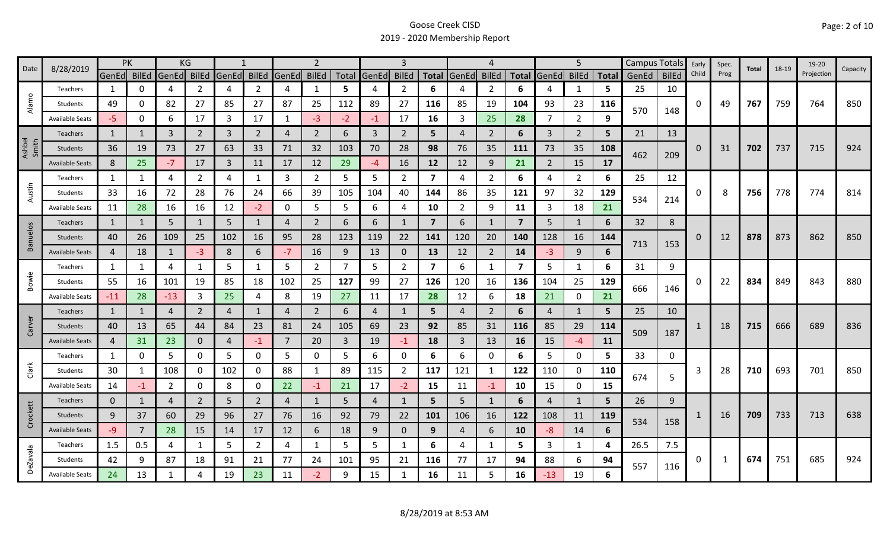# Goose Creek CISD
## 2019 - 2020 Membership Report

| Date | 8/28/2019 | PK | | KG | | 1 | | 2 | | | 3 | | | 4 | | | 5 | | | Campus Totals | | Early Child | Spec. Prog | Total | 18-19 | 19-20 Projection | Capacity |
|---|---|---|---|---|---|---|---|---|---|---|---|---|---|---|---|---|---|---|---|---|---|---|---|---|---|---|---|
| | | GenEd | BilEd | GenEd | BilEd | GenEd | BilEd | GenEd | BilEd | Total | GenEd | BilEd | Total | GenEd | BilEd | Total | GenEd | BilEd | Total | GenEd | BilEd | | | | | | |
| Alamo | Teachers | 1 | 0 | 4 | 2 | 4 | 2 | 4 | 1 | 5 | 4 | 2 | 6 | 4 | 2 | 6 | 4 | 1 | 5 | 25 | 10 | 0 | 49 | 767 | 759 | 764 | 850 |
| | Students | 49 | 0 | 82 | 27 | 85 | 27 | 87 | 25 | 112 | 89 | 27 | 116 | 85 | 19 | 104 | 93 | 23 | 116 | 570 | 148 | | | | | | |
| | Available Seats | -5 | 0 | 6 | 17 | 3 | 17 | 1 | -3 | -2 | -1 | 17 | 16 | 3 | 25 | 28 | 7 | 2 | 9 | | | | | | | | |
| Ashbel Smith | Teachers | 1 | 1 | 3 | 2 | 3 | 2 | 4 | 2 | 6 | 3 | 2 | 5 | 4 | 2 | 6 | 3 | 2 | 5 | 21 | 13 | 0 | 31 | 702 | 737 | 715 | 924 |
| | Students | 36 | 19 | 73 | 27 | 63 | 33 | 71 | 32 | 103 | 70 | 28 | 98 | 76 | 35 | 111 | 73 | 35 | 108 | 462 | 209 | | | | | | |
| | Available Seats | 8 | 25 | -7 | 17 | 3 | 11 | 17 | 12 | 29 | -4 | 16 | 12 | 12 | 9 | 21 | 2 | 15 | 17 | | | | | | | | |
| Austin | Teachers | 1 | 1 | 4 | 2 | 4 | 1 | 3 | 2 | 5 | 5 | 2 | 7 | 4 | 2 | 6 | 4 | 2 | 6 | 25 | 12 | 0 | 8 | 756 | 778 | 774 | 814 |
| | Students | 33 | 16 | 72 | 28 | 76 | 24 | 66 | 39 | 105 | 104 | 40 | 144 | 86 | 35 | 121 | 97 | 32 | 129 | 534 | 214 | | | | | | |
| | Available Seats | 11 | 28 | 16 | 16 | 12 | -2 | 0 | 5 | 5 | 6 | 4 | 10 | 2 | 9 | 11 | 3 | 18 | 21 | | | | | | | | |
| Banuelos | Teachers | 1 | 1 | 5 | 1 | 5 | 1 | 4 | 2 | 6 | 6 | 1 | 7 | 6 | 1 | 7 | 5 | 1 | 6 | 32 | 8 | 0 | 12 | 878 | 873 | 862 | 850 |
| | Students | 40 | 26 | 109 | 25 | 102 | 16 | 95 | 28 | 123 | 119 | 22 | 141 | 120 | 20 | 140 | 128 | 16 | 144 | 713 | 153 | | | | | | |
| | Available Seats | 4 | 18 | 1 | -3 | 8 | 6 | -7 | 16 | 9 | 13 | 0 | 13 | 12 | 2 | 14 | -3 | 9 | 6 | | | | | | | | |
| Bowie | Teachers | 1 | 1 | 4 | 1 | 5 | 1 | 5 | 2 | 7 | 5 | 2 | 7 | 6 | 1 | 7 | 5 | 1 | 6 | 31 | 9 | 0 | 22 | 834 | 849 | 843 | 880 |
| | Students | 55 | 16 | 101 | 19 | 85 | 18 | 102 | 25 | 127 | 99 | 27 | 126 | 120 | 16 | 136 | 104 | 25 | 129 | 666 | 146 | | | | | | |
| | Available Seats | -11 | 28 | -13 | 3 | 25 | 4 | 8 | 19 | 27 | 11 | 17 | 28 | 12 | 6 | 18 | 21 | 0 | 21 | | | | | | | | |
| Carver | Teachers | 1 | 1 | 4 | 2 | 4 | 1 | 4 | 2 | 6 | 4 | 1 | 5 | 4 | 2 | 6 | 4 | 1 | 5 | 25 | 10 | 1 | 18 | 715 | 666 | 689 | 836 |
| | Students | 40 | 13 | 65 | 44 | 84 | 23 | 81 | 24 | 105 | 69 | 23 | 92 | 85 | 31 | 116 | 85 | 29 | 114 | 509 | 187 | | | | | | |
| | Available Seats | 4 | 31 | 23 | 0 | 4 | -1 | 7 | 20 | 3 | 19 | -1 | 18 | 3 | 13 | 16 | 15 | -4 | 11 | | | | | | | | |
| Clark | Teachers | 1 | 0 | 5 | 0 | 5 | 0 | 5 | 0 | 5 | 6 | 0 | 6 | 6 | 0 | 6 | 5 | 0 | 5 | 33 | 0 | 3 | 28 | 710 | 693 | 701 | 850 |
| | Students | 30 | 1 | 108 | 0 | 102 | 0 | 88 | 1 | 89 | 115 | 2 | 117 | 121 | 1 | 122 | 110 | 0 | 110 | 674 | 5 | | | | | | |
| | Available Seats | 14 | -1 | 2 | 0 | 8 | 0 | 22 | -1 | 21 | 17 | -2 | 15 | 11 | -1 | 10 | 15 | 0 | 15 | | | | | | | | |
| Crockett | Teachers | 0 | 1 | 4 | 2 | 5 | 2 | 4 | 1 | 5 | 4 | 1 | 5 | 5 | 1 | 6 | 4 | 1 | 5 | 26 | 9 | 1 | 16 | 709 | 733 | 713 | 638 |
| | Students | 9 | 37 | 60 | 29 | 96 | 27 | 76 | 16 | 92 | 79 | 22 | 101 | 106 | 16 | 122 | 108 | 11 | 119 | 534 | 158 | | | | | | |
| | Available Seats | -9 | 7 | 28 | 15 | 14 | 17 | 12 | 6 | 18 | 9 | 0 | 9 | 4 | 6 | 10 | -8 | 14 | 6 | | | | | | | | |
| DeZavala | Teachers | 1.5 | 0.5 | 4 | 1 | 5 | 2 | 4 | 1 | 5 | 5 | 1 | 6 | 4 | 1 | 5 | 3 | 1 | 4 | 26.5 | 7.5 | 0 | 1 | 674 | 751 | 685 | 924 |
| | Students | 42 | 9 | 87 | 18 | 91 | 21 | 77 | 24 | 101 | 95 | 21 | 116 | 77 | 17 | 94 | 88 | 6 | 94 | 557 | 116 | | | | | | |
| | Available Seats | 24 | 13 | 1 | 4 | 19 | 23 | 11 | -2 | 9 | 15 | 1 | 16 | 11 | 5 | 16 | -13 | 19 | 6 | | | | | | | | |

8/28/2019 at 8:53 AM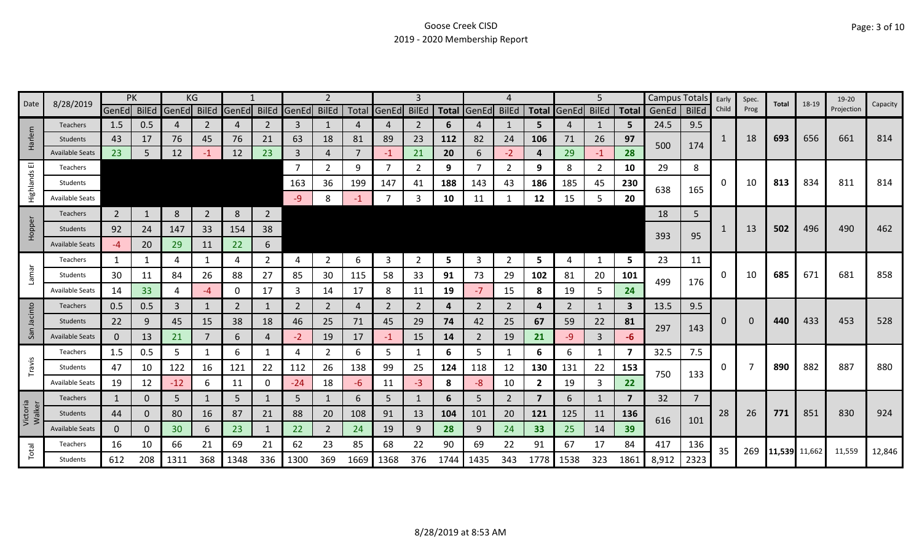# Goose Creek CISD

## 2019 - 2020 Membership Report

| Date | 8/28/2019 | PK | | KG | | 1 | | 2 | | | 3 | | | 4 | | | 5 | | | Campus Totals | | Early Child | Spec. Prog | Total | 18-19 | 19-20 Projection | Capacity |
|---|---|---|---|---|---|---|---|---|---|---|---|---|---|---|---|---|---|---|---|---|---|---|---|---|---|---|---|
| | | GenEd | BilEd | GenEd | BilEd | GenEd | BilEd | GenEd | BilEd | Total | GenEd | BilEd | Total | GenEd | BilEd | Total | GenEd | BilEd | Total | GenEd | BilEd | | | | | | |
| Harlem | Teachers | 1.5 | 0.5 | 4 | 2 | 4 | 2 | 3 | 1 | 4 | 4 | 2 | **6** | 4 | 1 | **5** | 4 | 1 | **5** | 24.5 | 9.5 | 1 | 18 | **693** | 656 | 661 | 814 |
| | Students | 43 | 17 | 76 | 45 | 76 | 21 | 63 | 18 | 81 | 89 | 23 | **112** | 82 | 24 | **106** | 71 | 26 | **97** | 500 | 174 | | | | | | |
| | Available Seats | 23 | 5 | 12 | -1 | 12 | 23 | 3 | 4 | 7 | -1 | 21 | **20** | 6 | -2 | **4** | 29 | -1 | **28** | | | | | | | | |
| Highlands El | Teachers | | | | | | | 7 | 2 | 9 | 7 | 2 | **9** | 7 | 2 | **9** | 8 | 2 | **10** | 29 | 8 | 0 | 10 | **813** | 834 | 811 | 814 |
| | Students | | | | | | | 163 | 36 | 199 | 147 | 41 | **188** | 143 | 43 | **186** | 185 | 45 | **230** | 638 | 165 | | | | | | |
| | Available Seats | | | | | | | -9 | 8 | -1 | 7 | 3 | **10** | 11 | 1 | **12** | 15 | 5 | **20** | | | | | | | | |
| Hopper | Teachers | 2 | 1 | 8 | 2 | 8 | 2 | | | | | | | | | | | | | 18 | 5 | 1 | 13 | **502** | 496 | 490 | 462 |
| | Students | 92 | 24 | 147 | 33 | 154 | 38 | | | | | | | | | | | | | 393 | 95 | | | | | | |
| | Available Seats | -4 | 20 | 29 | 11 | 22 | 6 | | | | | | | | | | | | | | | | | | | | |
| Lamar | Teachers | 1 | 1 | 4 | 1 | 4 | 2 | 4 | 2 | 6 | 3 | 2 | **5** | 3 | 2 | **5** | 4 | 1 | **5** | 23 | 11 | 0 | 10 | **685** | 671 | 681 | 858 |
| | Students | 30 | 11 | 84 | 26 | 88 | 27 | 85 | 30 | 115 | 58 | 33 | **91** | 73 | 29 | **102** | 81 | 20 | **101** | 499 | 176 | | | | | | |
| | Available Seats | 14 | 33 | 4 | -4 | 0 | 17 | 3 | 14 | 17 | 8 | 11 | **19** | -7 | 15 | **8** | 19 | 5 | **24** | | | | | | | | |
| San Jacinto | Teachers | 0.5 | 0.5 | 3 | 1 | 2 | 1 | 2 | 2 | 4 | 2 | 2 | **4** | 2 | 2 | **4** | 2 | 1 | **3** | 13.5 | 9.5 | 0 | 0 | **440** | 433 | 453 | 528 |
| | Students | 22 | 9 | 45 | 15 | 38 | 18 | 46 | 25 | 71 | 45 | 29 | **74** | 42 | 25 | **67** | 59 | 22 | **81** | 297 | 143 | | | | | | |
| | Available Seats | 0 | 13 | 21 | 7 | 6 | 4 | -2 | 19 | 17 | -1 | 15 | **14** | 2 | 19 | **21** | -9 | 3 | **-6** | | | | | | | | |
| Travis | Teachers | 1.5 | 0.5 | 5 | 1 | 6 | 1 | 4 | 2 | 6 | 5 | 1 | **6** | 5 | 1 | **6** | 6 | 1 | **7** | 32.5 | 7.5 | 0 | 7 | **890** | 882 | 887 | 880 |
| | Students | 47 | 10 | 122 | 16 | 121 | 22 | 112 | 26 | 138 | 99 | 25 | **124** | 118 | 12 | **130** | 131 | 22 | **153** | 750 | 133 | | | | | | |
| | Available Seats | 19 | 12 | -12 | 6 | 11 | 0 | -24 | 18 | -6 | 11 | -3 | **8** | -8 | 10 | **2** | 19 | 3 | **22** | | | | | | | | |
| Victoria Walker | Teachers | 1 | 0 | 5 | 1 | 5 | 1 | 5 | 1 | 6 | 5 | 1 | **6** | 5 | 2 | **7** | 6 | 1 | **7** | 32 | 7 | 28 | 26 | **771** | 851 | 830 | 924 |
| | Students | 44 | 0 | 80 | 16 | 87 | 21 | 88 | 20 | 108 | 91 | 13 | **104** | 101 | 20 | **121** | 125 | 11 | **136** | 616 | 101 | | | | | | |
| | Available Seats | 0 | 0 | 30 | 6 | 23 | 1 | 22 | 2 | 24 | 19 | 9 | **28** | 9 | 24 | **33** | 25 | 14 | **39** | | | | | | | | |
| Total | Teachers | 16 | 10 | 66 | 21 | 69 | 21 | 62 | 23 | 85 | 68 | 22 | 90 | 69 | 22 | 91 | 67 | 17 | 84 | 417 | 136 | 35 | 269 | **11,539** | 11,662 | 11,559 | 12,846 |
| | Students | 612 | 208 | 1311 | 368 | 1348 | 336 | 1300 | 369 | 1669 | 1368 | 376 | 1744 | 1435 | 343 | 1778 | 1538 | 323 | 1861 | 8,912 | 2323 | | | | | | |

8/28/2019 at 8:53 AM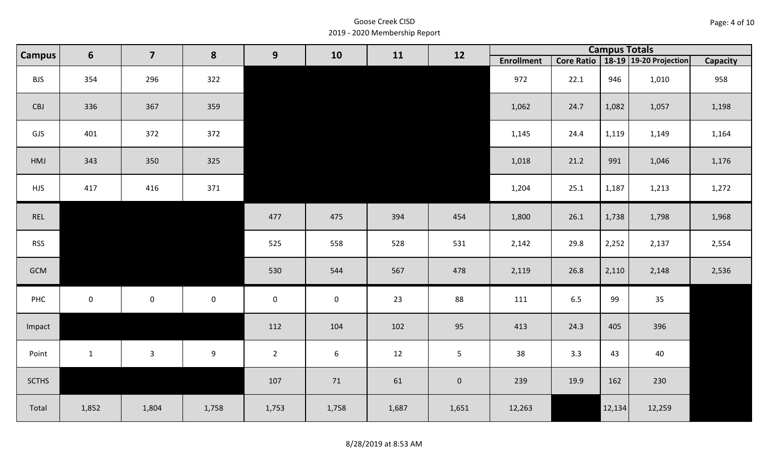Goose Creek CISD
2019 - 2020 Membership Report

| Campus | 6 | 7 | 8 | 9 | 10 | 11 | 12 | Campus Totals | | | | |
|---|---|---|---|---|---|---|---|---|---|---|---|---|
| | | | | | | | | Enrollment | Core Ratio | 18-19 | 19-20 Projection | Capacity |
| BJS | 354 | 296 | 322 | | | | | 972 | 22.1 | 946 | 1,010 | 958 |
| CBJ | 336 | 367 | 359 | | | | | 1,062 | 24.7 | 1,082 | 1,057 | 1,198 |
| GJS | 401 | 372 | 372 | | | | | 1,145 | 24.4 | 1,119 | 1,149 | 1,164 |
| HMJ | 343 | 350 | 325 | | | | | 1,018 | 21.2 | 991 | 1,046 | 1,176 |
| HJS | 417 | 416 | 371 | | | | | 1,204 | 25.1 | 1,187 | 1,213 | 1,272 |
| REL | | | | 477 | 475 | 394 | 454 | 1,800 | 26.1 | 1,738 | 1,798 | 1,968 |
| RSS | | | | 525 | 558 | 528 | 531 | 2,142 | 29.8 | 2,252 | 2,137 | 2,554 |
| GCM | | | | 530 | 544 | 567 | 478 | 2,119 | 26.8 | 2,110 | 2,148 | 2,536 |
| PHC | 0 | 0 | 0 | 0 | 0 | 23 | 88 | 111 | 6.5 | 99 | 35 | |
| Impact | | | | 112 | 104 | 102 | 95 | 413 | 24.3 | 405 | 396 | |
| Point | 1 | 3 | 9 | 2 | 6 | 12 | 5 | 38 | 3.3 | 43 | 40 | |
| SCTHS | | | | 107 | 71 | 61 | 0 | 239 | 19.9 | 162 | 230 | |
| Total | 1,852 | 1,804 | 1,758 | 1,753 | 1,758 | 1,687 | 1,651 | 12,263 | | 12,134 | 12,259 | |

8/28/2019 at 8:53 AM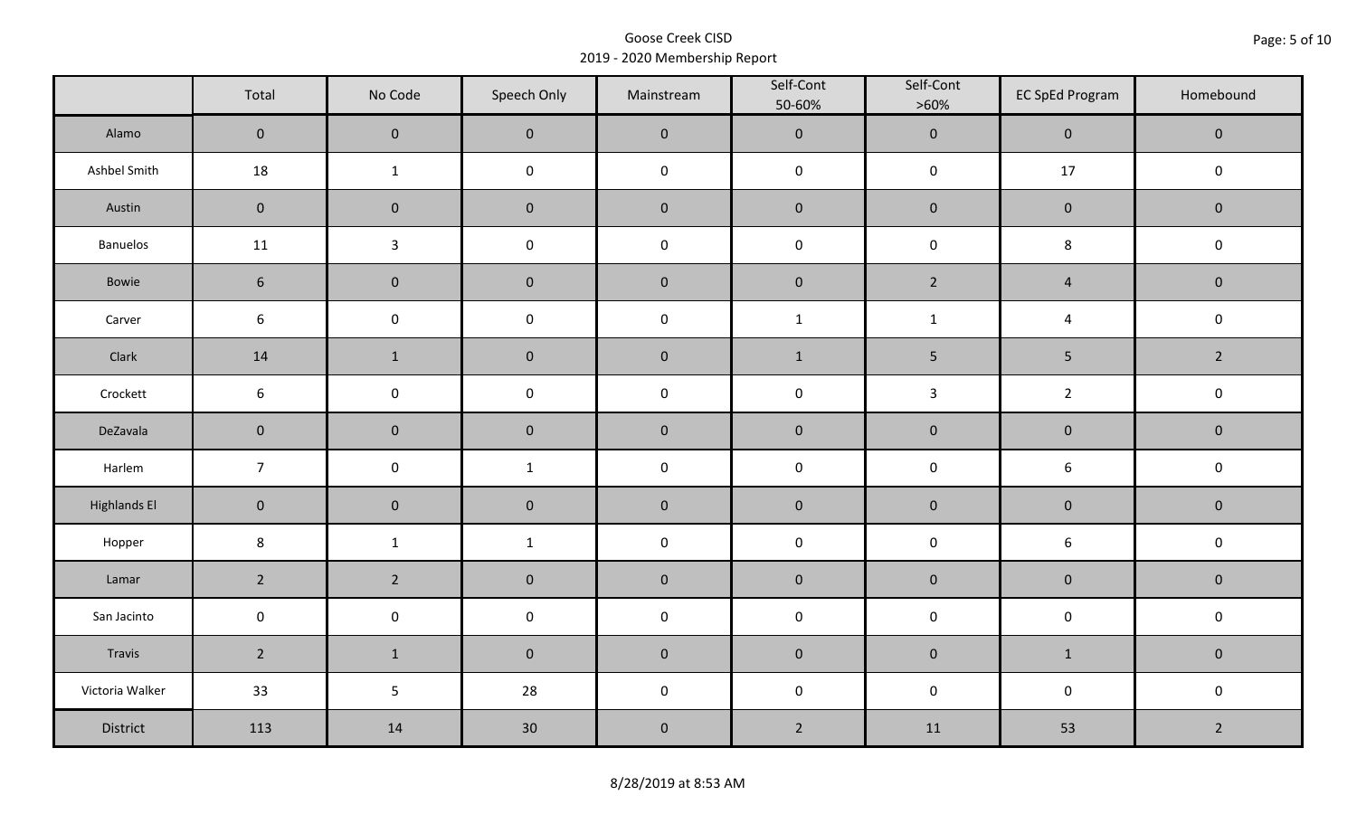Goose Creek CISD
2019 - 2020 Membership Report

| | Total | No Code | Speech Only | Mainstream | Self-Cont 50-60% | Self-Cont >60% | EC SpEd Program | Homebound |
|---|---|---|---|---|---|---|---|---|
| Alamo | 0 | 0 | 0 | 0 | 0 | 0 | 0 | 0 |
| Ashbel Smith | 18 | 1 | 0 | 0 | 0 | 0 | 17 | 0 |
| Austin | 0 | 0 | 0 | 0 | 0 | 0 | 0 | 0 |
| Banuelos | 11 | 3 | 0 | 0 | 0 | 0 | 8 | 0 |
| Bowie | 6 | 0 | 0 | 0 | 0 | 2 | 4 | 0 |
| Carver | 6 | 0 | 0 | 0 | 1 | 1 | 4 | 0 |
| Clark | 14 | 1 | 0 | 0 | 1 | 5 | 5 | 2 |
| Crockett | 6 | 0 | 0 | 0 | 0 | 3 | 2 | 0 |
| DeZavala | 0 | 0 | 0 | 0 | 0 | 0 | 0 | 0 |
| Harlem | 7 | 0 | 1 | 0 | 0 | 0 | 6 | 0 |
| Highlands El | 0 | 0 | 0 | 0 | 0 | 0 | 0 | 0 |
| Hopper | 8 | 1 | 1 | 0 | 0 | 0 | 6 | 0 |
| Lamar | 2 | 2 | 0 | 0 | 0 | 0 | 0 | 0 |
| San Jacinto | 0 | 0 | 0 | 0 | 0 | 0 | 0 | 0 |
| Travis | 2 | 1 | 0 | 0 | 0 | 0 | 1 | 0 |
| Victoria Walker | 33 | 5 | 28 | 0 | 0 | 0 | 0 | 0 |
| District | 113 | 14 | 30 | 0 | 2 | 11 | 53 | 2 |

8/28/2019 at 8:53 AM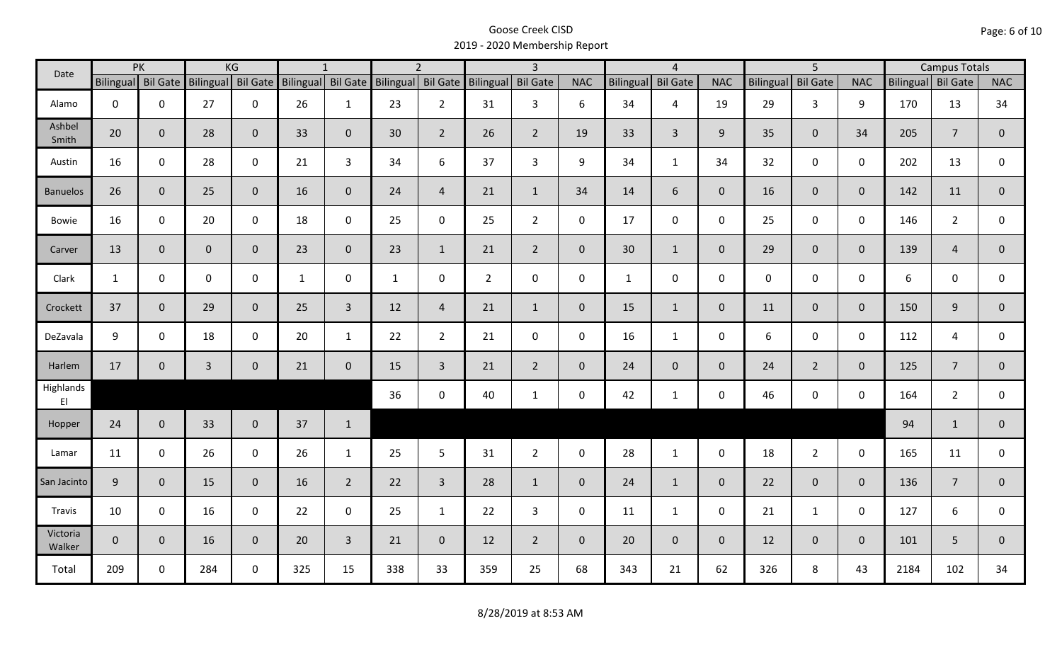# Goose Creek CISD
## 2019 - 2020 Membership Report

| Date | PK | | KG | | 1 | | 2 | | 3 | | | 4 | | | 5 | | | Campus Totals | | |
|---|---|---|---|---|---|---|---|---|---|---|---|---|---|---|---|---|---|---|---|---|
| | Bilingual | Bil Gate | Bilingual | Bil Gate | Bilingual | Bil Gate | Bilingual | Bil Gate | Bilingual | Bil Gate | NAC | Bilingual | Bil Gate | NAC | Bilingual | Bil Gate | NAC | Bilingual | Bil Gate | NAC |
| Alamo | 0 | 0 | 27 | 0 | 26 | 1 | 23 | 2 | 31 | 3 | 6 | 34 | 4 | 19 | 29 | 3 | 9 | 170 | 13 | 34 |
| Ashbel Smith | 20 | 0 | 28 | 0 | 33 | 0 | 30 | 2 | 26 | 2 | 19 | 33 | 3 | 9 | 35 | 0 | 34 | 205 | 7 | 0 |
| Austin | 16 | 0 | 28 | 0 | 21 | 3 | 34 | 6 | 37 | 3 | 9 | 34 | 1 | 34 | 32 | 0 | 0 | 202 | 13 | 0 |
| Banuelos | 26 | 0 | 25 | 0 | 16 | 0 | 24 | 4 | 21 | 1 | 34 | 14 | 6 | 0 | 16 | 0 | 0 | 142 | 11 | 0 |
| Bowie | 16 | 0 | 20 | 0 | 18 | 0 | 25 | 0 | 25 | 2 | 0 | 17 | 0 | 0 | 25 | 0 | 0 | 146 | 2 | 0 |
| Carver | 13 | 0 | 0 | 0 | 23 | 0 | 23 | 1 | 21 | 2 | 0 | 30 | 1 | 0 | 29 | 0 | 0 | 139 | 4 | 0 |
| Clark | 1 | 0 | 0 | 0 | 1 | 0 | 1 | 0 | 2 | 0 | 0 | 1 | 0 | 0 | 0 | 0 | 0 | 6 | 0 | 0 |
| Crockett | 37 | 0 | 29 | 0 | 25 | 3 | 12 | 4 | 21 | 1 | 0 | 15 | 1 | 0 | 11 | 0 | 0 | 150 | 9 | 0 |
| DeZavala | 9 | 0 | 18 | 0 | 20 | 1 | 22 | 2 | 21 | 0 | 0 | 16 | 1 | 0 | 6 | 0 | 0 | 112 | 4 | 0 |
| Harlem | 17 | 0 | 3 | 0 | 21 | 0 | 15 | 3 | 21 | 2 | 0 | 24 | 0 | 0 | 24 | 2 | 0 | 125 | 7 | 0 |
| Highlands El | | | | | | | 36 | 0 | 40 | 1 | 0 | 42 | 1 | 0 | 46 | 0 | 0 | 164 | 2 | 0 |
| Hopper | 24 | 0 | 33 | 0 | 37 | 1 | | | | | | | | | | | | 94 | 1 | 0 |
| Lamar | 11 | 0 | 26 | 0 | 26 | 1 | 25 | 5 | 31 | 2 | 0 | 28 | 1 | 0 | 18 | 2 | 0 | 165 | 11 | 0 |
| San Jacinto | 9 | 0 | 15 | 0 | 16 | 2 | 22 | 3 | 28 | 1 | 0 | 24 | 1 | 0 | 22 | 0 | 0 | 136 | 7 | 0 |
| Travis | 10 | 0 | 16 | 0 | 22 | 0 | 25 | 1 | 22 | 3 | 0 | 11 | 1 | 0 | 21 | 1 | 0 | 127 | 6 | 0 |
| Victoria Walker | 0 | 0 | 16 | 0 | 20 | 3 | 21 | 0 | 12 | 2 | 0 | 20 | 0 | 0 | 12 | 0 | 0 | 101 | 5 | 0 |
| Total | 209 | 0 | 284 | 0 | 325 | 15 | 338 | 33 | 359 | 25 | 68 | 343 | 21 | 62 | 326 | 8 | 43 | 2184 | 102 | 34 |

8/28/2019 at 8:53 AM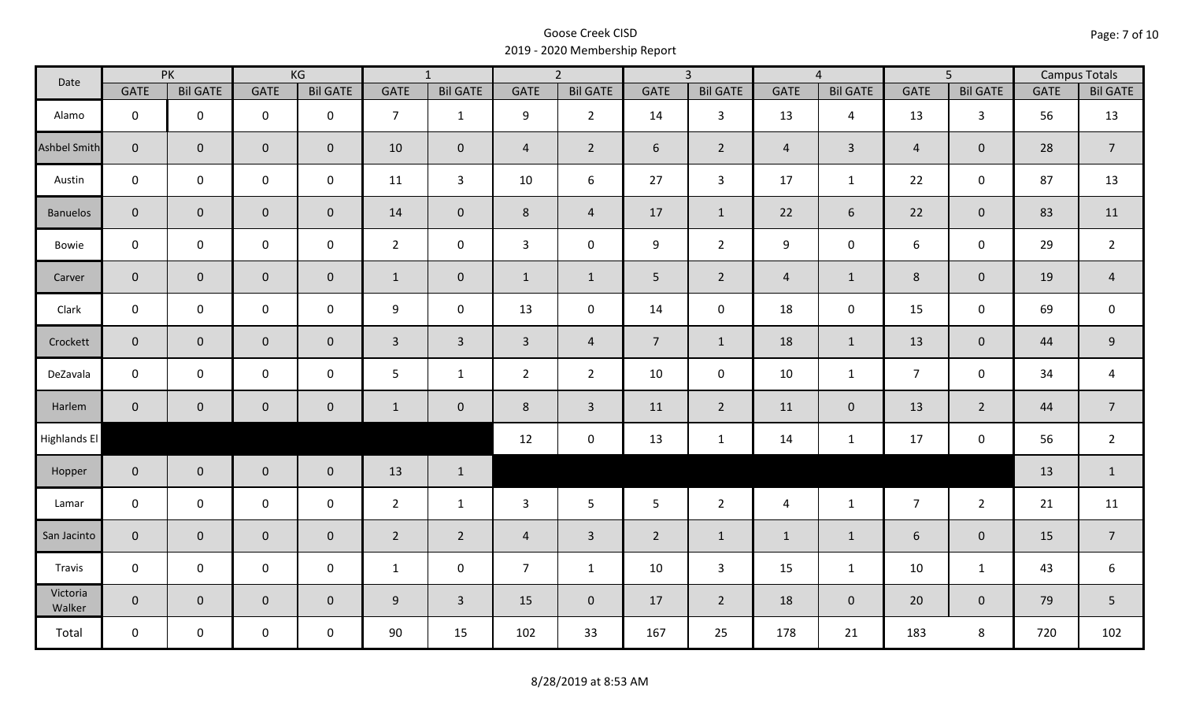# Goose Creek CISD
## 2019 - 2020 Membership Report

| Date | PK | | KG | | 1 | | 2 | | 3 | | 4 | | 5 | | Campus Totals | |
|---|---|---|---|---|---|---|---|---|---|---|---|---|---|---|---|---|
| | GATE | Bil GATE | GATE | Bil GATE | GATE | Bil GATE | GATE | Bil GATE | GATE | Bil GATE | GATE | Bil GATE | GATE | Bil GATE | GATE | Bil GATE |
| Alamo | 0 | 0 | 0 | 0 | 7 | 1 | 9 | 2 | 14 | 3 | 13 | 4 | 13 | 3 | 56 | 13 |
| Ashbel Smith | 0 | 0 | 0 | 0 | 10 | 0 | 4 | 2 | 6 | 2 | 4 | 3 | 4 | 0 | 28 | 7 |
| Austin | 0 | 0 | 0 | 0 | 11 | 3 | 10 | 6 | 27 | 3 | 17 | 1 | 22 | 0 | 87 | 13 |
| Banuelos | 0 | 0 | 0 | 0 | 14 | 0 | 8 | 4 | 17 | 1 | 22 | 6 | 22 | 0 | 83 | 11 |
| Bowie | 0 | 0 | 0 | 0 | 2 | 0 | 3 | 0 | 9 | 2 | 9 | 0 | 6 | 0 | 29 | 2 |
| Carver | 0 | 0 | 0 | 0 | 1 | 0 | 1 | 1 | 5 | 2 | 4 | 1 | 8 | 0 | 19 | 4 |
| Clark | 0 | 0 | 0 | 0 | 9 | 0 | 13 | 0 | 14 | 0 | 18 | 0 | 15 | 0 | 69 | 0 |
| Crockett | 0 | 0 | 0 | 0 | 3 | 3 | 3 | 4 | 7 | 1 | 18 | 1 | 13 | 0 | 44 | 9 |
| DeZavala | 0 | 0 | 0 | 0 | 5 | 1 | 2 | 2 | 10 | 0 | 10 | 1 | 7 | 0 | 34 | 4 |
| Harlem | 0 | 0 | 0 | 0 | 1 | 0 | 8 | 3 | 11 | 2 | 11 | 0 | 13 | 2 | 44 | 7 |
| Highlands El | | | | | | | 12 | 0 | 13 | 1 | 14 | 1 | 17 | 0 | 56 | 2 |
| Hopper | 0 | 0 | 0 | 0 | 13 | 1 | | | | | | | | | 13 | 1 |
| Lamar | 0 | 0 | 0 | 0 | 2 | 1 | 3 | 5 | 5 | 2 | 4 | 1 | 7 | 2 | 21 | 11 |
| San Jacinto | 0 | 0 | 0 | 0 | 2 | 2 | 4 | 3 | 2 | 1 | 1 | 1 | 6 | 0 | 15 | 7 |
| Travis | 0 | 0 | 0 | 0 | 1 | 0 | 7 | 1 | 10 | 3 | 15 | 1 | 10 | 1 | 43 | 6 |
| Victoria Walker | 0 | 0 | 0 | 0 | 9 | 3 | 15 | 0 | 17 | 2 | 18 | 0 | 20 | 0 | 79 | 5 |
| Total | 0 | 0 | 0 | 0 | 90 | 15 | 102 | 33 | 167 | 25 | 178 | 21 | 183 | 8 | 720 | 102 |

8/28/2019 at 8:53 AM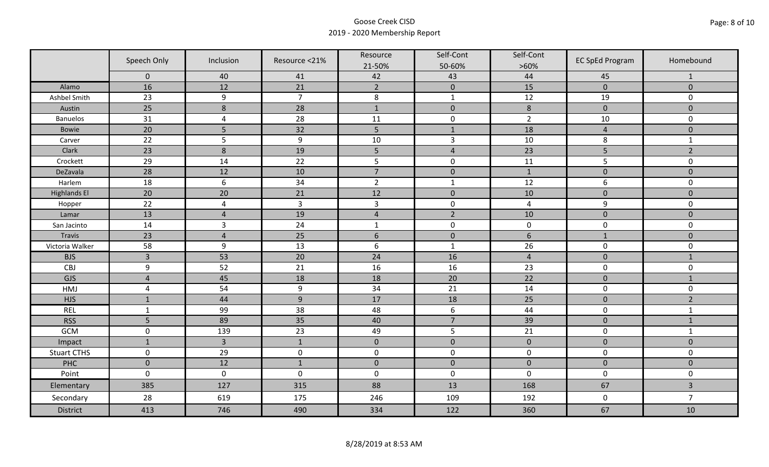Goose Creek CISD
2019 - 2020 Membership Report

| | Speech Only | Inclusion | Resource <21% | Resource 21-50% | Self-Cont 50-60% | Self-Cont >60% | EC SpEd Program | Homebound |
|---|---|---|---|---|---|---|---|---|
| | 0 | 40 | 41 | 42 | 43 | 44 | 45 | 1 |
| Alamo | 16 | 12 | 21 | 2 | 0 | 15 | 0 | 0 |
| Ashbel Smith | 23 | 9 | 7 | 8 | 1 | 12 | 19 | 0 |
| Austin | 25 | 8 | 28 | 1 | 0 | 8 | 0 | 0 |
| Banuelos | 31 | 4 | 28 | 11 | 0 | 2 | 10 | 0 |
| Bowie | 20 | 5 | 32 | 5 | 1 | 18 | 4 | 0 |
| Carver | 22 | 5 | 9 | 10 | 3 | 10 | 8 | 1 |
| Clark | 23 | 8 | 19 | 5 | 4 | 23 | 5 | 2 |
| Crockett | 29 | 14 | 22 | 5 | 0 | 11 | 5 | 0 |
| DeZavala | 28 | 12 | 10 | 7 | 0 | 1 | 0 | 0 |
| Harlem | 18 | 6 | 34 | 2 | 1 | 12 | 6 | 0 |
| Highlands El | 20 | 20 | 21 | 12 | 0 | 10 | 0 | 0 |
| Hopper | 22 | 4 | 3 | 3 | 0 | 4 | 9 | 0 |
| Lamar | 13 | 4 | 19 | 4 | 2 | 10 | 0 | 0 |
| San Jacinto | 14 | 3 | 24 | 1 | 0 | 0 | 0 | 0 |
| Travis | 23 | 4 | 25 | 6 | 0 | 6 | 1 | 0 |
| Victoria Walker | 58 | 9 | 13 | 6 | 1 | 26 | 0 | 0 |
| BJS | 3 | 53 | 20 | 24 | 16 | 4 | 0 | 1 |
| CBJ | 9 | 52 | 21 | 16 | 16 | 23 | 0 | 0 |
| GJS | 4 | 45 | 18 | 18 | 20 | 22 | 0 | 1 |
| HMJ | 4 | 54 | 9 | 34 | 21 | 14 | 0 | 0 |
| HJS | 1 | 44 | 9 | 17 | 18 | 25 | 0 | 2 |
| REL | 1 | 99 | 38 | 48 | 6 | 44 | 0 | 1 |
| RSS | 5 | 89 | 35 | 40 | 7 | 39 | 0 | 1 |
| GCM | 0 | 139 | 23 | 49 | 5 | 21 | 0 | 1 |
| Impact | 1 | 3 | 1 | 0 | 0 | 0 | 0 | 0 |
| Stuart CTHS | 0 | 29 | 0 | 0 | 0 | 0 | 0 | 0 |
| PHC | 0 | 12 | 1 | 0 | 0 | 0 | 0 | 0 |
| Point | 0 | 0 | 0 | 0 | 0 | 0 | 0 | 0 |
| Elementary | 385 | 127 | 315 | 88 | 13 | 168 | 67 | 3 |
| Secondary | 28 | 619 | 175 | 246 | 109 | 192 | 0 | 7 |
| District | 413 | 746 | 490 | 334 | 122 | 360 | 67 | 10 |

8/28/2019 at 8:53 AM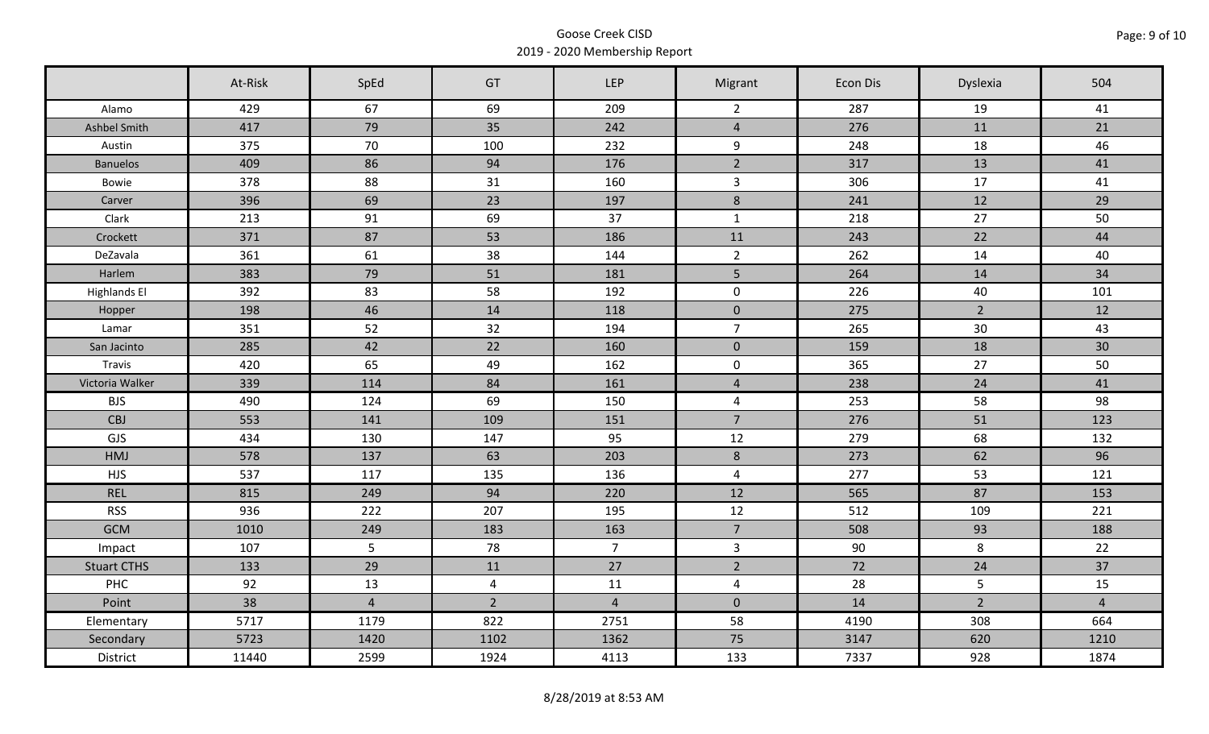Goose Creek CISD
2019 - 2020 Membership Report

| | At-Risk | SpEd | GT | LEP | Migrant | Econ Dis | Dyslexia | 504 |
|---|---|---|---|---|---|---|---|---|
| Alamo | 429 | 67 | 69 | 209 | 2 | 287 | 19 | 41 |
| Ashbel Smith | 417 | 79 | 35 | 242 | 4 | 276 | 11 | 21 |
| Austin | 375 | 70 | 100 | 232 | 9 | 248 | 18 | 46 |
| Banuelos | 409 | 86 | 94 | 176 | 2 | 317 | 13 | 41 |
| Bowie | 378 | 88 | 31 | 160 | 3 | 306 | 17 | 41 |
| Carver | 396 | 69 | 23 | 197 | 8 | 241 | 12 | 29 |
| Clark | 213 | 91 | 69 | 37 | 1 | 218 | 27 | 50 |
| Crockett | 371 | 87 | 53 | 186 | 11 | 243 | 22 | 44 |
| DeZavala | 361 | 61 | 38 | 144 | 2 | 262 | 14 | 40 |
| Harlem | 383 | 79 | 51 | 181 | 5 | 264 | 14 | 34 |
| Highlands El | 392 | 83 | 58 | 192 | 0 | 226 | 40 | 101 |
| Hopper | 198 | 46 | 14 | 118 | 0 | 275 | 2 | 12 |
| Lamar | 351 | 52 | 32 | 194 | 7 | 265 | 30 | 43 |
| San Jacinto | 285 | 42 | 22 | 160 | 0 | 159 | 18 | 30 |
| Travis | 420 | 65 | 49 | 162 | 0 | 365 | 27 | 50 |
| Victoria Walker | 339 | 114 | 84 | 161 | 4 | 238 | 24 | 41 |
| BJS | 490 | 124 | 69 | 150 | 4 | 253 | 58 | 98 |
| CBJ | 553 | 141 | 109 | 151 | 7 | 276 | 51 | 123 |
| GJS | 434 | 130 | 147 | 95 | 12 | 279 | 68 | 132 |
| HMJ | 578 | 137 | 63 | 203 | 8 | 273 | 62 | 96 |
| HJS | 537 | 117 | 135 | 136 | 4 | 277 | 53 | 121 |
| REL | 815 | 249 | 94 | 220 | 12 | 565 | 87 | 153 |
| RSS | 936 | 222 | 207 | 195 | 12 | 512 | 109 | 221 |
| GCM | 1010 | 249 | 183 | 163 | 7 | 508 | 93 | 188 |
| Impact | 107 | 5 | 78 | 7 | 3 | 90 | 8 | 22 |
| Stuart CTHS | 133 | 29 | 11 | 27 | 2 | 72 | 24 | 37 |
| PHC | 92 | 13 | 4 | 11 | 4 | 28 | 5 | 15 |
| Point | 38 | 4 | 2 | 4 | 0 | 14 | 2 | 4 |
| Elementary | 5717 | 1179 | 822 | 2751 | 58 | 4190 | 308 | 664 |
| Secondary | 5723 | 1420 | 1102 | 1362 | 75 | 3147 | 620 | 1210 |
| District | 11440 | 2599 | 1924 | 4113 | 133 | 7337 | 928 | 1874 |

8/28/2019 at 8:53 AM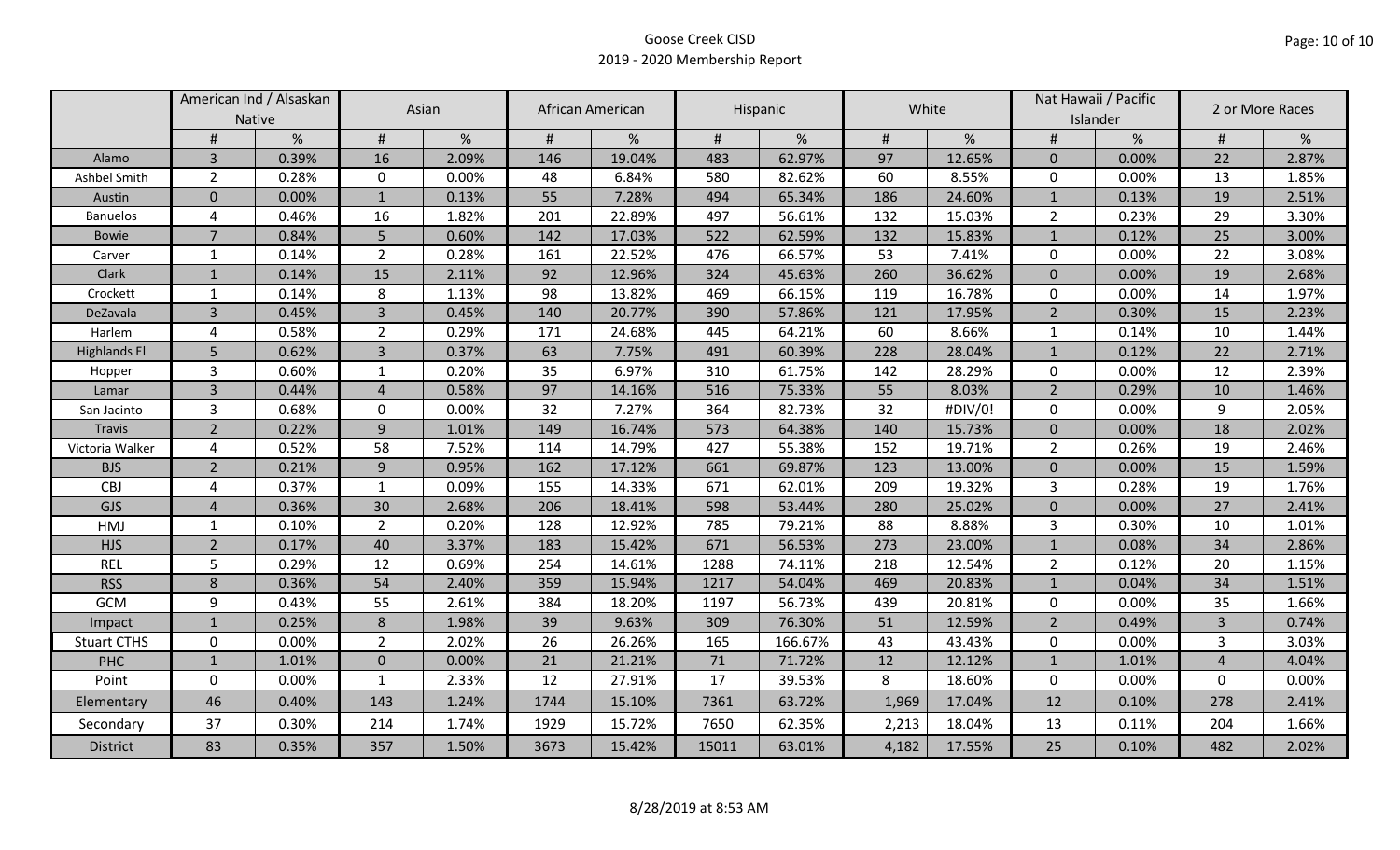# Goose Creek CISD

## 2019 - 2020 Membership Report

| | American Ind / Alsaskan Native | | Asian | | African American | | Hispanic | | White | | Nat Hawaii / Pacific Islander | | 2 or More Races | |
|---|---|---|---|---|---|---|---|---|---|---|---|---|---|---|
| | # | % | # | % | # | % | # | % | # | % | # | % | # | % |
| Alamo | 3 | 0.39% | 16 | 2.09% | 146 | 19.04% | 483 | 62.97% | 97 | 12.65% | 0 | 0.00% | 22 | 2.87% |
| Ashbel Smith | 2 | 0.28% | 0 | 0.00% | 48 | 6.84% | 580 | 82.62% | 60 | 8.55% | 0 | 0.00% | 13 | 1.85% |
| Austin | 0 | 0.00% | 1 | 0.13% | 55 | 7.28% | 494 | 65.34% | 186 | 24.60% | 1 | 0.13% | 19 | 2.51% |
| Banuelos | 4 | 0.46% | 16 | 1.82% | 201 | 22.89% | 497 | 56.61% | 132 | 15.03% | 2 | 0.23% | 29 | 3.30% |
| Bowie | 7 | 0.84% | 5 | 0.60% | 142 | 17.03% | 522 | 62.59% | 132 | 15.83% | 1 | 0.12% | 25 | 3.00% |
| Carver | 1 | 0.14% | 2 | 0.28% | 161 | 22.52% | 476 | 66.57% | 53 | 7.41% | 0 | 0.00% | 22 | 3.08% |
| Clark | 1 | 0.14% | 15 | 2.11% | 92 | 12.96% | 324 | 45.63% | 260 | 36.62% | 0 | 0.00% | 19 | 2.68% |
| Crockett | 1 | 0.14% | 8 | 1.13% | 98 | 13.82% | 469 | 66.15% | 119 | 16.78% | 0 | 0.00% | 14 | 1.97% |
| DeZavala | 3 | 0.45% | 3 | 0.45% | 140 | 20.77% | 390 | 57.86% | 121 | 17.95% | 2 | 0.30% | 15 | 2.23% |
| Harlem | 4 | 0.58% | 2 | 0.29% | 171 | 24.68% | 445 | 64.21% | 60 | 8.66% | 1 | 0.14% | 10 | 1.44% |
| Highlands El | 5 | 0.62% | 3 | 0.37% | 63 | 7.75% | 491 | 60.39% | 228 | 28.04% | 1 | 0.12% | 22 | 2.71% |
| Hopper | 3 | 0.60% | 1 | 0.20% | 35 | 6.97% | 310 | 61.75% | 142 | 28.29% | 0 | 0.00% | 12 | 2.39% |
| Lamar | 3 | 0.44% | 4 | 0.58% | 97 | 14.16% | 516 | 75.33% | 55 | 8.03% | 2 | 0.29% | 10 | 1.46% |
| San Jacinto | 3 | 0.68% | 0 | 0.00% | 32 | 7.27% | 364 | 82.73% | 32 | #DIV/0! | 0 | 0.00% | 9 | 2.05% |
| Travis | 2 | 0.22% | 9 | 1.01% | 149 | 16.74% | 573 | 64.38% | 140 | 15.73% | 0 | 0.00% | 18 | 2.02% |
| Victoria Walker | 4 | 0.52% | 58 | 7.52% | 114 | 14.79% | 427 | 55.38% | 152 | 19.71% | 2 | 0.26% | 19 | 2.46% |
| BJS | 2 | 0.21% | 9 | 0.95% | 162 | 17.12% | 661 | 69.87% | 123 | 13.00% | 0 | 0.00% | 15 | 1.59% |
| CBJ | 4 | 0.37% | 1 | 0.09% | 155 | 14.33% | 671 | 62.01% | 209 | 19.32% | 3 | 0.28% | 19 | 1.76% |
| GJS | 4 | 0.36% | 30 | 2.68% | 206 | 18.41% | 598 | 53.44% | 280 | 25.02% | 0 | 0.00% | 27 | 2.41% |
| HMJ | 1 | 0.10% | 2 | 0.20% | 128 | 12.92% | 785 | 79.21% | 88 | 8.88% | 3 | 0.30% | 10 | 1.01% |
| HJS | 2 | 0.17% | 40 | 3.37% | 183 | 15.42% | 671 | 56.53% | 273 | 23.00% | 1 | 0.08% | 34 | 2.86% |
| REL | 5 | 0.29% | 12 | 0.69% | 254 | 14.61% | 1288 | 74.11% | 218 | 12.54% | 2 | 0.12% | 20 | 1.15% |
| RSS | 8 | 0.36% | 54 | 2.40% | 359 | 15.94% | 1217 | 54.04% | 469 | 20.83% | 1 | 0.04% | 34 | 1.51% |
| GCM | 9 | 0.43% | 55 | 2.61% | 384 | 18.20% | 1197 | 56.73% | 439 | 20.81% | 0 | 0.00% | 35 | 1.66% |
| Impact | 1 | 0.25% | 8 | 1.98% | 39 | 9.63% | 309 | 76.30% | 51 | 12.59% | 2 | 0.49% | 3 | 0.74% |
| Stuart CTHS | 0 | 0.00% | 2 | 2.02% | 26 | 26.26% | 165 | 166.67% | 43 | 43.43% | 0 | 0.00% | 3 | 3.03% |
| PHC | 1 | 1.01% | 0 | 0.00% | 21 | 21.21% | 71 | 71.72% | 12 | 12.12% | 1 | 1.01% | 4 | 4.04% |
| Point | 0 | 0.00% | 1 | 2.33% | 12 | 27.91% | 17 | 39.53% | 8 | 18.60% | 0 | 0.00% | 0 | 0.00% |
| Elementary | 46 | 0.40% | 143 | 1.24% | 1744 | 15.10% | 7361 | 63.72% | 1,969 | 17.04% | 12 | 0.10% | 278 | 2.41% |
| Secondary | 37 | 0.30% | 214 | 1.74% | 1929 | 15.72% | 7650 | 62.35% | 2,213 | 18.04% | 13 | 0.11% | 204 | 1.66% |
| District | 83 | 0.35% | 357 | 1.50% | 3673 | 15.42% | 15011 | 63.01% | 4,182 | 17.55% | 25 | 0.10% | 482 | 2.02% |

8/28/2019 at 8:53 AM